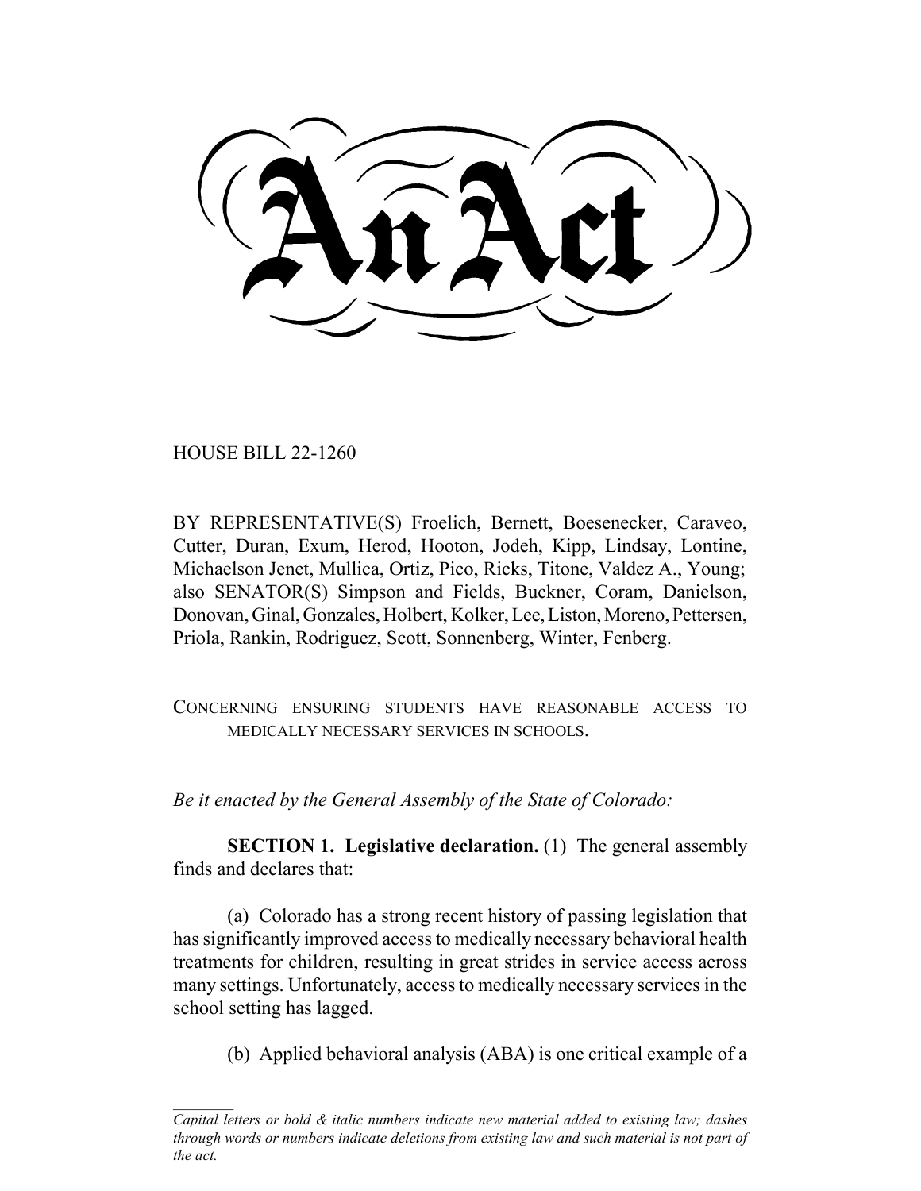An Act

HOUSE BILL 22-1260

BY REPRESENTATIVE(S) Froelich, Bernett, Boesenecker, Caraveo, Cutter, Duran, Exum, Herod, Hooton, Jodeh, Kipp, Lindsay, Lontine, Michaelson Jenet, Mullica, Ortiz, Pico, Ricks, Titone, Valdez A., Young; also SENATOR(S) Simpson and Fields, Buckner, Coram, Danielson, Donovan, Ginal, Gonzales, Holbert, Kolker, Lee, Liston, Moreno, Pettersen, Priola, Rankin, Rodriguez, Scott, Sonnenberg, Winter, Fenberg.

CONCERNING ENSURING STUDENTS HAVE REASONABLE ACCESS TO MEDICALLY NECESSARY SERVICES IN SCHOOLS.

*Be it enacted by the General Assembly of the State of Colorado:*

**SECTION 1. Legislative declaration.** (1) The general assembly finds and declares that:

(a) Colorado has a strong recent history of passing legislation that has significantly improved access to medically necessary behavioral health treatments for children, resulting in great strides in service access across many settings. Unfortunately, access to medically necessary services in the school setting has lagged.

(b) Applied behavioral analysis (ABA) is one critical example of a

*Capital letters or bold & italic numbers indicate new material added to existing law; dashes through words or numbers indicate deletions from existing law and such material is not part of the act.*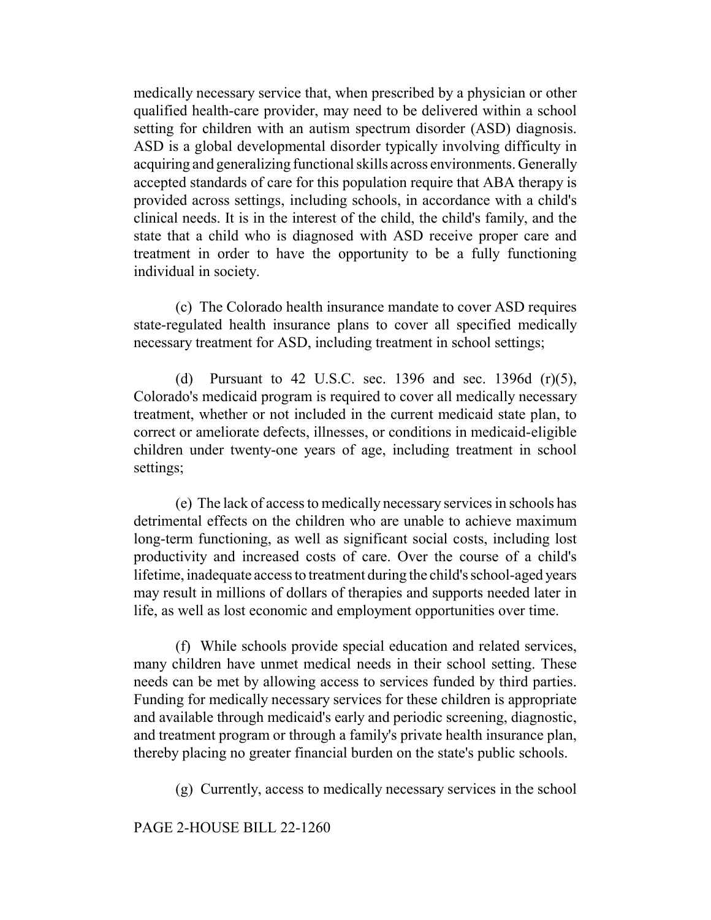medically necessary service that, when prescribed by a physician or other qualified health-care provider, may need to be delivered within a school setting for children with an autism spectrum disorder (ASD) diagnosis. ASD is a global developmental disorder typically involving difficulty in acquiring and generalizing functional skills across environments. Generally accepted standards of care for this population require that ABA therapy is provided across settings, including schools, in accordance with a child's clinical needs. It is in the interest of the child, the child's family, and the state that a child who is diagnosed with ASD receive proper care and treatment in order to have the opportunity to be a fully functioning individual in society.

(c) The Colorado health insurance mandate to cover ASD requires state-regulated health insurance plans to cover all specified medically necessary treatment for ASD, including treatment in school settings;

(d) Pursuant to 42 U.S.C. sec. 1396 and sec. 1396d (r)(5), Colorado's medicaid program is required to cover all medically necessary treatment, whether or not included in the current medicaid state plan, to correct or ameliorate defects, illnesses, or conditions in medicaid-eligible children under twenty-one years of age, including treatment in school settings;

(e) The lack of access to medically necessary services in schools has detrimental effects on the children who are unable to achieve maximum long-term functioning, as well as significant social costs, including lost productivity and increased costs of care. Over the course of a child's lifetime, inadequate access to treatment during the child's school-aged years may result in millions of dollars of therapies and supports needed later in life, as well as lost economic and employment opportunities over time.

(f) While schools provide special education and related services, many children have unmet medical needs in their school setting. These needs can be met by allowing access to services funded by third parties. Funding for medically necessary services for these children is appropriate and available through medicaid's early and periodic screening, diagnostic, and treatment program or through a family's private health insurance plan, thereby placing no greater financial burden on the state's public schools.

(g) Currently, access to medically necessary services in the school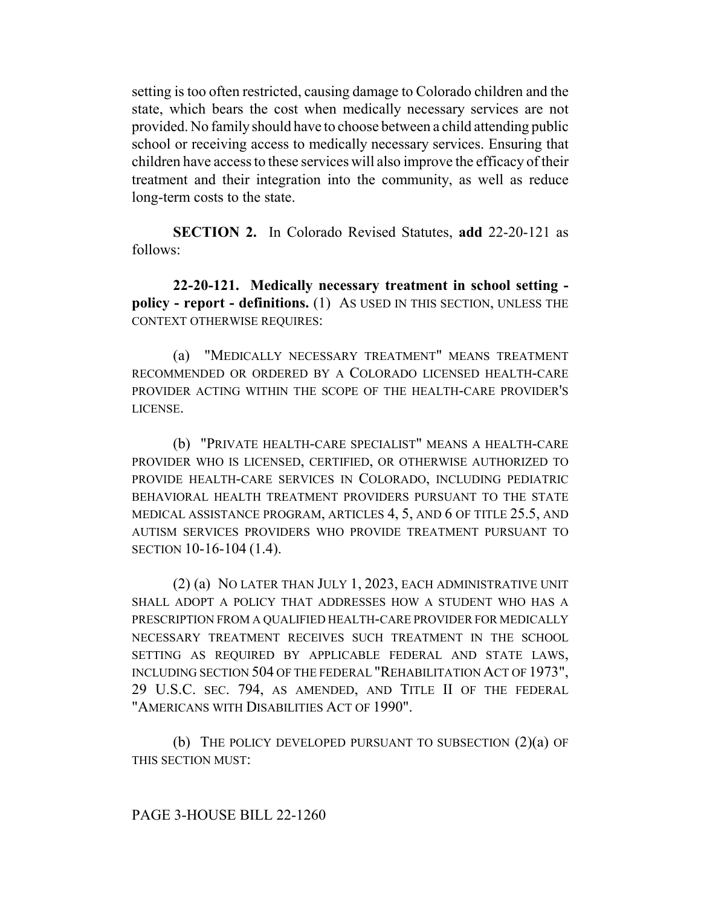setting is too often restricted, causing damage to Colorado children and the state, which bears the cost when medically necessary services are not provided. No family should have to choose between a child attending public school or receiving access to medically necessary services. Ensuring that children have access to these services will also improve the efficacy of their treatment and their integration into the community, as well as reduce long-term costs to the state.

**SECTION 2.** In Colorado Revised Statutes, **add** 22-20-121 as follows:

**22-20-121. Medically necessary treatment in school setting - policy - report - definitions.** (1) AS USED IN THIS SECTION, UNLESS THE CONTEXT OTHERWISE REQUIRES:

(a) "MEDICALLY NECESSARY TREATMENT" MEANS TREATMENT RECOMMENDED OR ORDERED BY A COLORADO LICENSED HEALTH-CARE PROVIDER ACTING WITHIN THE SCOPE OF THE HEALTH-CARE PROVIDER'S LICENSE.

(b) "PRIVATE HEALTH-CARE SPECIALIST" MEANS A HEALTH-CARE PROVIDER WHO IS LICENSED, CERTIFIED, OR OTHERWISE AUTHORIZED TO PROVIDE HEALTH-CARE SERVICES IN COLORADO, INCLUDING PEDIATRIC BEHAVIORAL HEALTH TREATMENT PROVIDERS PURSUANT TO THE STATE MEDICAL ASSISTANCE PROGRAM, ARTICLES 4, 5, AND 6 OF TITLE 25.5, AND AUTISM SERVICES PROVIDERS WHO PROVIDE TREATMENT PURSUANT TO SECTION 10-16-104 (1.4).

(2) (a) NO LATER THAN JULY 1, 2023, EACH ADMINISTRATIVE UNIT SHALL ADOPT A POLICY THAT ADDRESSES HOW A STUDENT WHO HAS A PRESCRIPTION FROM A QUALIFIED HEALTH-CARE PROVIDER FOR MEDICALLY NECESSARY TREATMENT RECEIVES SUCH TREATMENT IN THE SCHOOL SETTING AS REQUIRED BY APPLICABLE FEDERAL AND STATE LAWS, INCLUDING SECTION 504 OF THE FEDERAL "REHABILITATION ACT OF 1973", 29 U.S.C. SEC. 794, AS AMENDED, AND TITLE II OF THE FEDERAL "AMERICANS WITH DISABILITIES ACT OF 1990".

(b) THE POLICY DEVELOPED PURSUANT TO SUBSECTION (2)(a) OF THIS SECTION MUST: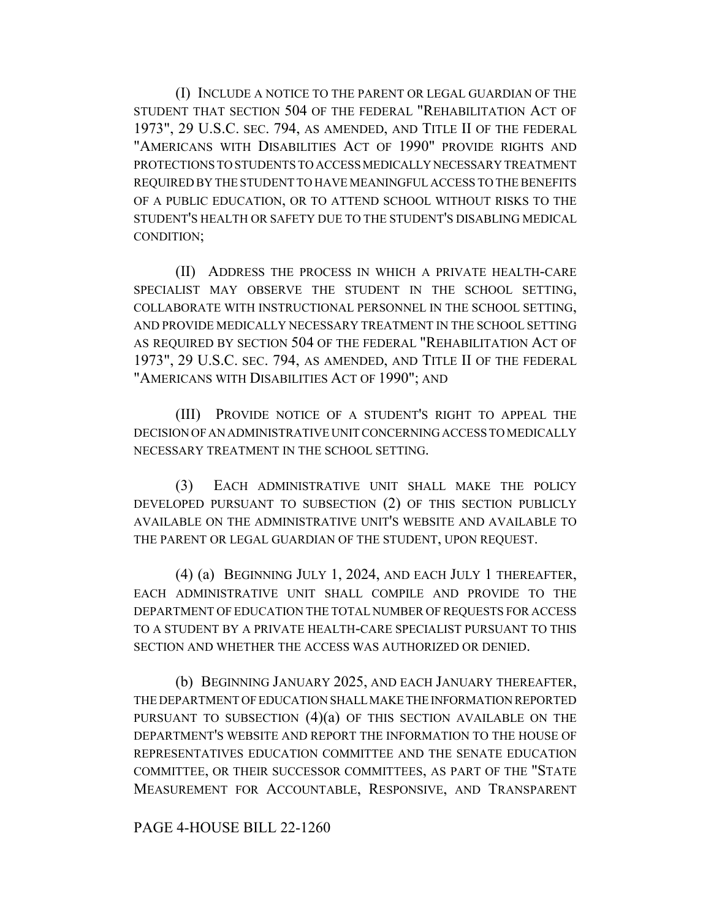(I) INCLUDE A NOTICE TO THE PARENT OR LEGAL GUARDIAN OF THE STUDENT THAT SECTION 504 OF THE FEDERAL "REHABILITATION ACT OF 1973", 29 U.S.C. SEC. 794, AS AMENDED, AND TITLE II OF THE FEDERAL "AMERICANS WITH DISABILITIES ACT OF 1990" PROVIDE RIGHTS AND PROTECTIONS TO STUDENTS TO ACCESS MEDICALLY NECESSARY TREATMENT REQUIRED BY THE STUDENT TO HAVE MEANINGFUL ACCESS TO THE BENEFITS OF A PUBLIC EDUCATION, OR TO ATTEND SCHOOL WITHOUT RISKS TO THE STUDENT'S HEALTH OR SAFETY DUE TO THE STUDENT'S DISABLING MEDICAL CONDITION;

(II) ADDRESS THE PROCESS IN WHICH A PRIVATE HEALTH-CARE SPECIALIST MAY OBSERVE THE STUDENT IN THE SCHOOL SETTING, COLLABORATE WITH INSTRUCTIONAL PERSONNEL IN THE SCHOOL SETTING, AND PROVIDE MEDICALLY NECESSARY TREATMENT IN THE SCHOOL SETTING AS REQUIRED BY SECTION 504 OF THE FEDERAL "REHABILITATION ACT OF 1973", 29 U.S.C. SEC. 794, AS AMENDED, AND TITLE II OF THE FEDERAL "AMERICANS WITH DISABILITIES ACT OF 1990"; AND

(III) PROVIDE NOTICE OF A STUDENT'S RIGHT TO APPEAL THE DECISION OF AN ADMINISTRATIVE UNIT CONCERNING ACCESS TO MEDICALLY NECESSARY TREATMENT IN THE SCHOOL SETTING.

(3) EACH ADMINISTRATIVE UNIT SHALL MAKE THE POLICY DEVELOPED PURSUANT TO SUBSECTION (2) OF THIS SECTION PUBLICLY AVAILABLE ON THE ADMINISTRATIVE UNIT'S WEBSITE AND AVAILABLE TO THE PARENT OR LEGAL GUARDIAN OF THE STUDENT, UPON REQUEST.

(4) (a) BEGINNING JULY 1, 2024, AND EACH JULY 1 THEREAFTER, EACH ADMINISTRATIVE UNIT SHALL COMPILE AND PROVIDE TO THE DEPARTMENT OF EDUCATION THE TOTAL NUMBER OF REQUESTS FOR ACCESS TO A STUDENT BY A PRIVATE HEALTH-CARE SPECIALIST PURSUANT TO THIS SECTION AND WHETHER THE ACCESS WAS AUTHORIZED OR DENIED.

(b) BEGINNING JANUARY 2025, AND EACH JANUARY THEREAFTER, THE DEPARTMENT OF EDUCATION SHALL MAKE THE INFORMATION REPORTED PURSUANT TO SUBSECTION (4)(a) OF THIS SECTION AVAILABLE ON THE DEPARTMENT'S WEBSITE AND REPORT THE INFORMATION TO THE HOUSE OF REPRESENTATIVES EDUCATION COMMITTEE AND THE SENATE EDUCATION COMMITTEE, OR THEIR SUCCESSOR COMMITTEES, AS PART OF THE "STATE MEASUREMENT FOR ACCOUNTABLE, RESPONSIVE, AND TRANSPARENT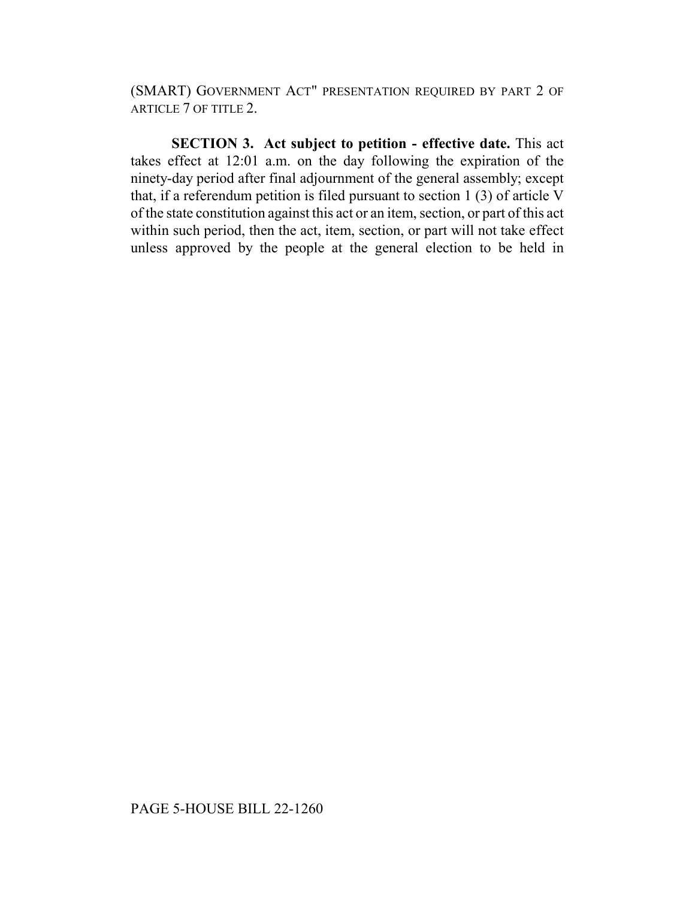(SMART) GOVERNMENT ACT" PRESENTATION REQUIRED BY PART 2 OF ARTICLE 7 OF TITLE 2.

**SECTION 3. Act subject to petition - effective date.** This act takes effect at 12:01 a.m. on the day following the expiration of the ninety-day period after final adjournment of the general assembly; except that, if a referendum petition is filed pursuant to section 1 (3) of article V of the state constitution against this act or an item, section, or part of this act within such period, then the act, item, section, or part will not take effect unless approved by the people at the general election to be held in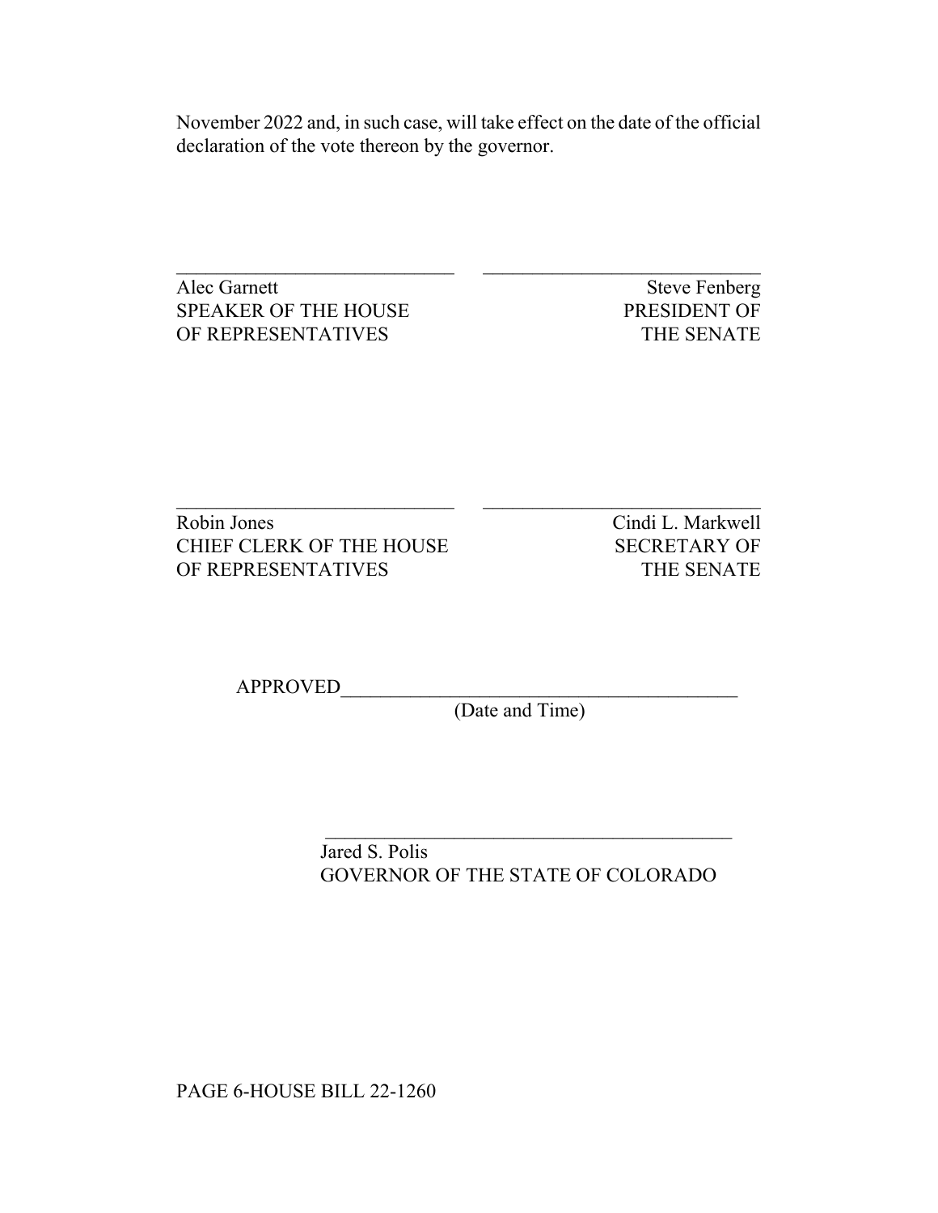November 2022 and, in such case, will take effect on the date of the official declaration of the vote thereon by the governor.

____________________________
Alec Garnett
SPEAKER OF THE HOUSE
OF REPRESENTATIVES

____________________________
Steve Fenberg
PRESIDENT OF
THE SENATE

____________________________
Robin Jones
CHIEF CLERK OF THE HOUSE
OF REPRESENTATIVES

____________________________
Cindi L. Markwell
SECRETARY OF
THE SENATE

APPROVED________________________________________
(Date and Time)

_________________________________________
Jared S. Polis
GOVERNOR OF THE STATE OF COLORADO

PAGE 6-HOUSE BILL 22-1260